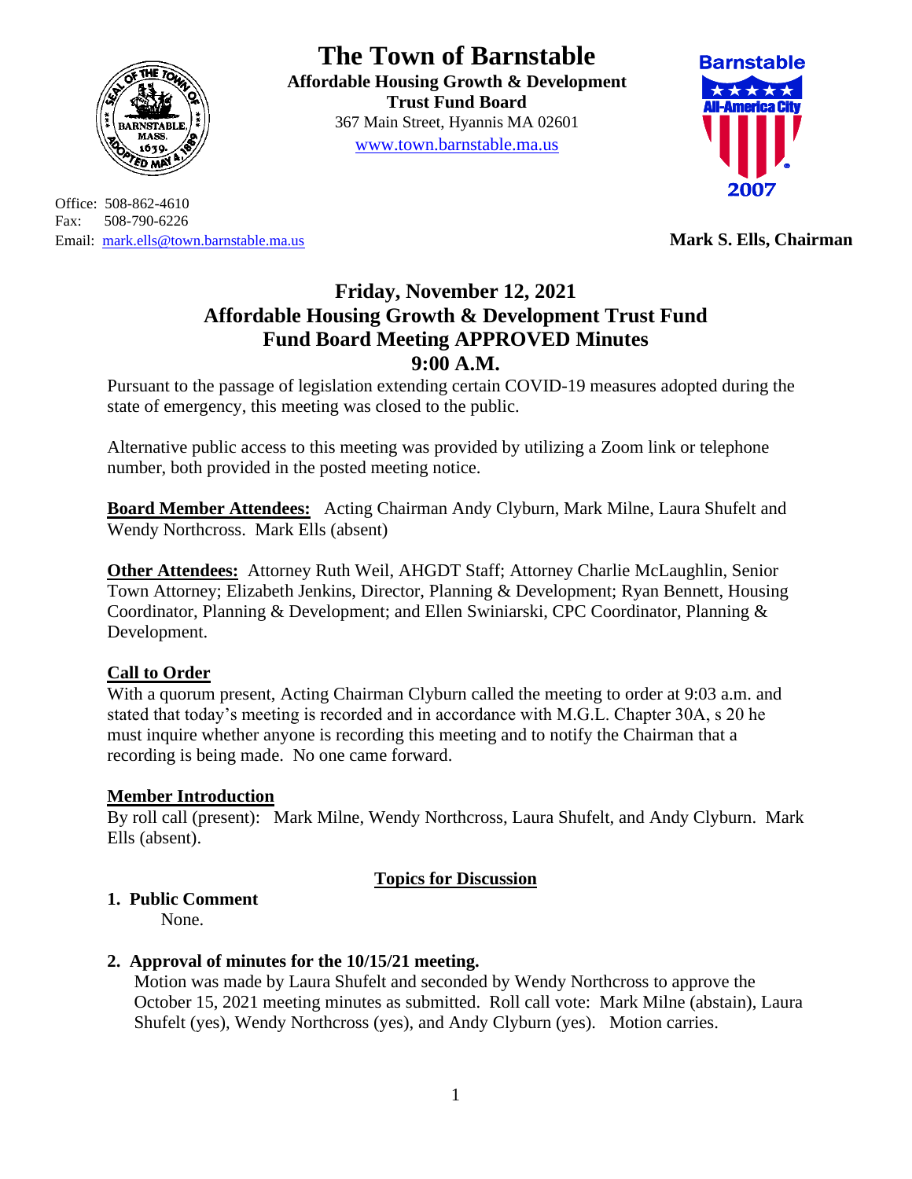# The Town of Barnstable

**Affordable Housing Growth & Development Trust Fund Board**
367 Main Street, Hyannis MA 02601
www.town.barnstable.ma.us

Office: 508-862-4610
Fax: 508-790-6226
Email: mark.ells@town.barnstable.ma.us

**Mark S. Ells, Chairman**

## Friday, November 12, 2021
## Affordable Housing Growth & Development Trust Fund
## Fund Board Meeting APPROVED Minutes
## 9:00 A.M.

Pursuant to the passage of legislation extending certain COVID-19 measures adopted during the state of emergency, this meeting was closed to the public.

Alternative public access to this meeting was provided by utilizing a Zoom link or telephone number, both provided in the posted meeting notice.

**Board Member Attendees:** Acting Chairman Andy Clyburn, Mark Milne, Laura Shufelt and Wendy Northcross. Mark Ells (absent)

**Other Attendees:** Attorney Ruth Weil, AHGDT Staff; Attorney Charlie McLaughlin, Senior Town Attorney; Elizabeth Jenkins, Director, Planning & Development; Ryan Bennett, Housing Coordinator, Planning & Development; and Ellen Swiniarski, CPC Coordinator, Planning & Development.

**Call to Order**

With a quorum present, Acting Chairman Clyburn called the meeting to order at 9:03 a.m. and stated that today's meeting is recorded and in accordance with M.G.L. Chapter 30A, s 20 he must inquire whether anyone is recording this meeting and to notify the Chairman that a recording is being made. No one came forward.

**Member Introduction**

By roll call (present): Mark Milne, Wendy Northcross, Laura Shufelt, and Andy Clyburn. Mark Ells (absent).

**Topics for Discussion**

1. **Public Comment**

   None.

2. **Approval of minutes for the 10/15/21 meeting.**

   Motion was made by Laura Shufelt and seconded by Wendy Northcross to approve the October 15, 2021 meeting minutes as submitted. Roll call vote: Mark Milne (abstain), Laura Shufelt (yes), Wendy Northcross (yes), and Andy Clyburn (yes). Motion carries.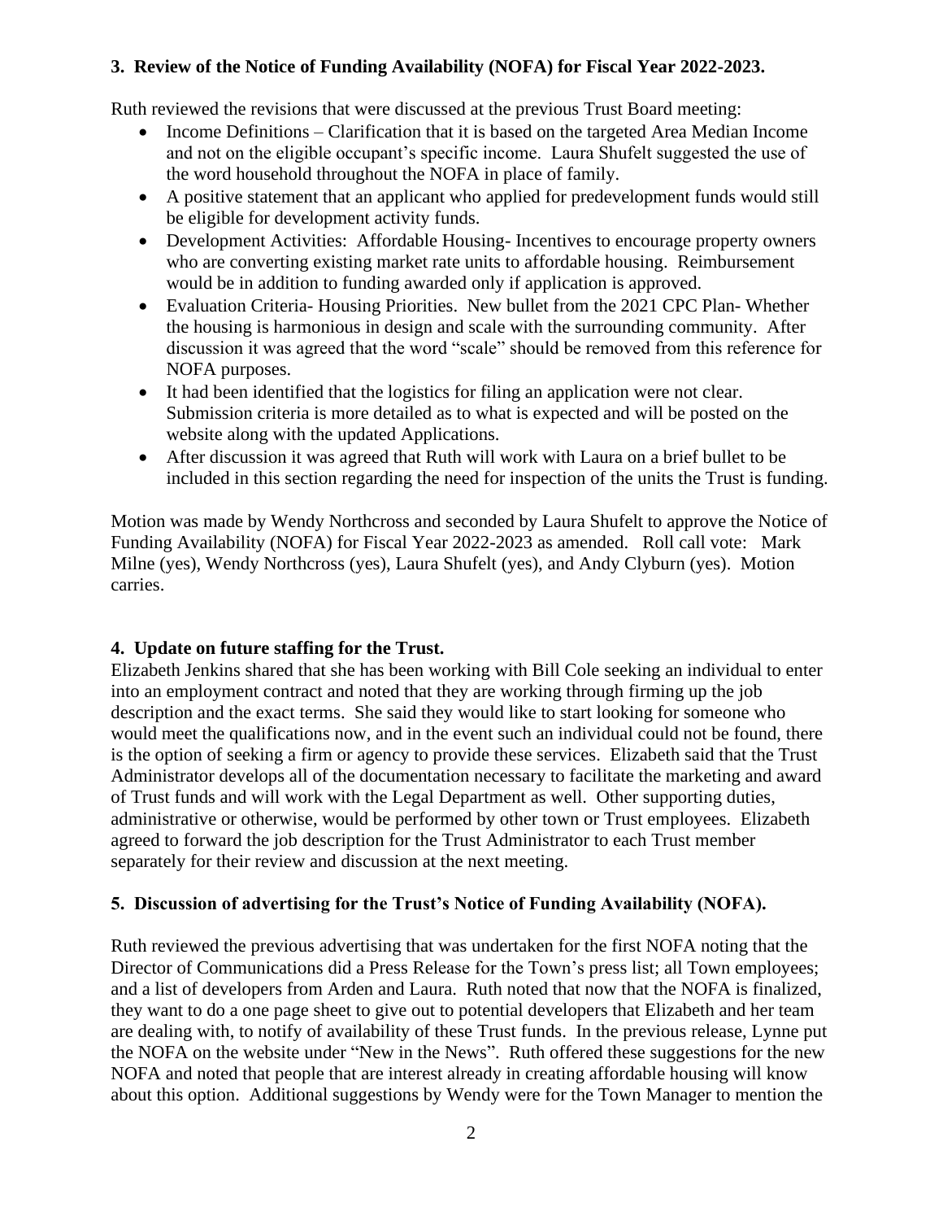**3. Review of the Notice of Funding Availability (NOFA) for Fiscal Year 2022-2023.**

Ruth reviewed the revisions that were discussed at the previous Trust Board meeting:

- Income Definitions – Clarification that it is based on the targeted Area Median Income and not on the eligible occupant's specific income. Laura Shufelt suggested the use of the word household throughout the NOFA in place of family.
- A positive statement that an applicant who applied for predevelopment funds would still be eligible for development activity funds.
- Development Activities: Affordable Housing- Incentives to encourage property owners who are converting existing market rate units to affordable housing. Reimbursement would be in addition to funding awarded only if application is approved.
- Evaluation Criteria- Housing Priorities. New bullet from the 2021 CPC Plan- Whether the housing is harmonious in design and scale with the surrounding community. After discussion it was agreed that the word "scale" should be removed from this reference for NOFA purposes.
- It had been identified that the logistics for filing an application were not clear. Submission criteria is more detailed as to what is expected and will be posted on the website along with the updated Applications.
- After discussion it was agreed that Ruth will work with Laura on a brief bullet to be included in this section regarding the need for inspection of the units the Trust is funding.

Motion was made by Wendy Northcross and seconded by Laura Shufelt to approve the Notice of Funding Availability (NOFA) for Fiscal Year 2022-2023 as amended. Roll call vote: Mark Milne (yes), Wendy Northcross (yes), Laura Shufelt (yes), and Andy Clyburn (yes). Motion carries.

**4. Update on future staffing for the Trust.**

Elizabeth Jenkins shared that she has been working with Bill Cole seeking an individual to enter into an employment contract and noted that they are working through firming up the job description and the exact terms. She said they would like to start looking for someone who would meet the qualifications now, and in the event such an individual could not be found, there is the option of seeking a firm or agency to provide these services. Elizabeth said that the Trust Administrator develops all of the documentation necessary to facilitate the marketing and award of Trust funds and will work with the Legal Department as well. Other supporting duties, administrative or otherwise, would be performed by other town or Trust employees. Elizabeth agreed to forward the job description for the Trust Administrator to each Trust member separately for their review and discussion at the next meeting.

**5. Discussion of advertising for the Trust's Notice of Funding Availability (NOFA).**

Ruth reviewed the previous advertising that was undertaken for the first NOFA noting that the Director of Communications did a Press Release for the Town's press list; all Town employees; and a list of developers from Arden and Laura. Ruth noted that now that the NOFA is finalized, they want to do a one page sheet to give out to potential developers that Elizabeth and her team are dealing with, to notify of availability of these Trust funds. In the previous release, Lynne put the NOFA on the website under "New in the News". Ruth offered these suggestions for the new NOFA and noted that people that are interest already in creating affordable housing will know about this option. Additional suggestions by Wendy were for the Town Manager to mention the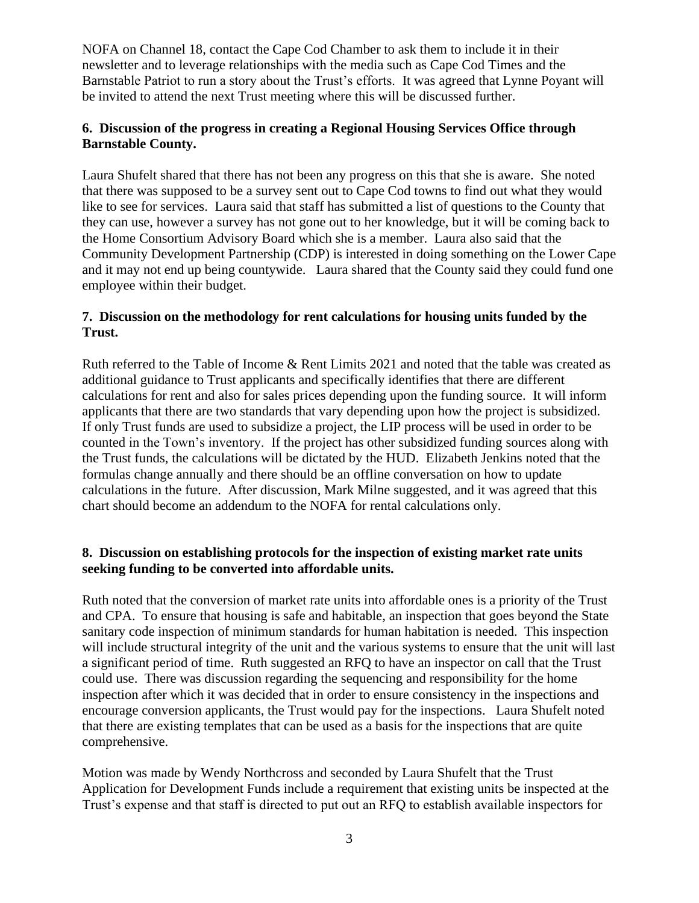NOFA on Channel 18, contact the Cape Cod Chamber to ask them to include it in their newsletter and to leverage relationships with the media such as Cape Cod Times and the Barnstable Patriot to run a story about the Trust's efforts. It was agreed that Lynne Poyant will be invited to attend the next Trust meeting where this will be discussed further.

**6. Discussion of the progress in creating a Regional Housing Services Office through Barnstable County.**

Laura Shufelt shared that there has not been any progress on this that she is aware. She noted that there was supposed to be a survey sent out to Cape Cod towns to find out what they would like to see for services. Laura said that staff has submitted a list of questions to the County that they can use, however a survey has not gone out to her knowledge, but it will be coming back to the Home Consortium Advisory Board which she is a member. Laura also said that the Community Development Partnership (CDP) is interested in doing something on the Lower Cape and it may not end up being countywide. Laura shared that the County said they could fund one employee within their budget.

**7. Discussion on the methodology for rent calculations for housing units funded by the Trust.**

Ruth referred to the Table of Income & Rent Limits 2021 and noted that the table was created as additional guidance to Trust applicants and specifically identifies that there are different calculations for rent and also for sales prices depending upon the funding source. It will inform applicants that there are two standards that vary depending upon how the project is subsidized. If only Trust funds are used to subsidize a project, the LIP process will be used in order to be counted in the Town's inventory. If the project has other subsidized funding sources along with the Trust funds, the calculations will be dictated by the HUD. Elizabeth Jenkins noted that the formulas change annually and there should be an offline conversation on how to update calculations in the future. After discussion, Mark Milne suggested, and it was agreed that this chart should become an addendum to the NOFA for rental calculations only.

**8. Discussion on establishing protocols for the inspection of existing market rate units seeking funding to be converted into affordable units.**

Ruth noted that the conversion of market rate units into affordable ones is a priority of the Trust and CPA. To ensure that housing is safe and habitable, an inspection that goes beyond the State sanitary code inspection of minimum standards for human habitation is needed. This inspection will include structural integrity of the unit and the various systems to ensure that the unit will last a significant period of time. Ruth suggested an RFQ to have an inspector on call that the Trust could use. There was discussion regarding the sequencing and responsibility for the home inspection after which it was decided that in order to ensure consistency in the inspections and encourage conversion applicants, the Trust would pay for the inspections. Laura Shufelt noted that there are existing templates that can be used as a basis for the inspections that are quite comprehensive.

Motion was made by Wendy Northcross and seconded by Laura Shufelt that the Trust Application for Development Funds include a requirement that existing units be inspected at the Trust's expense and that staff is directed to put out an RFQ to establish available inspectors for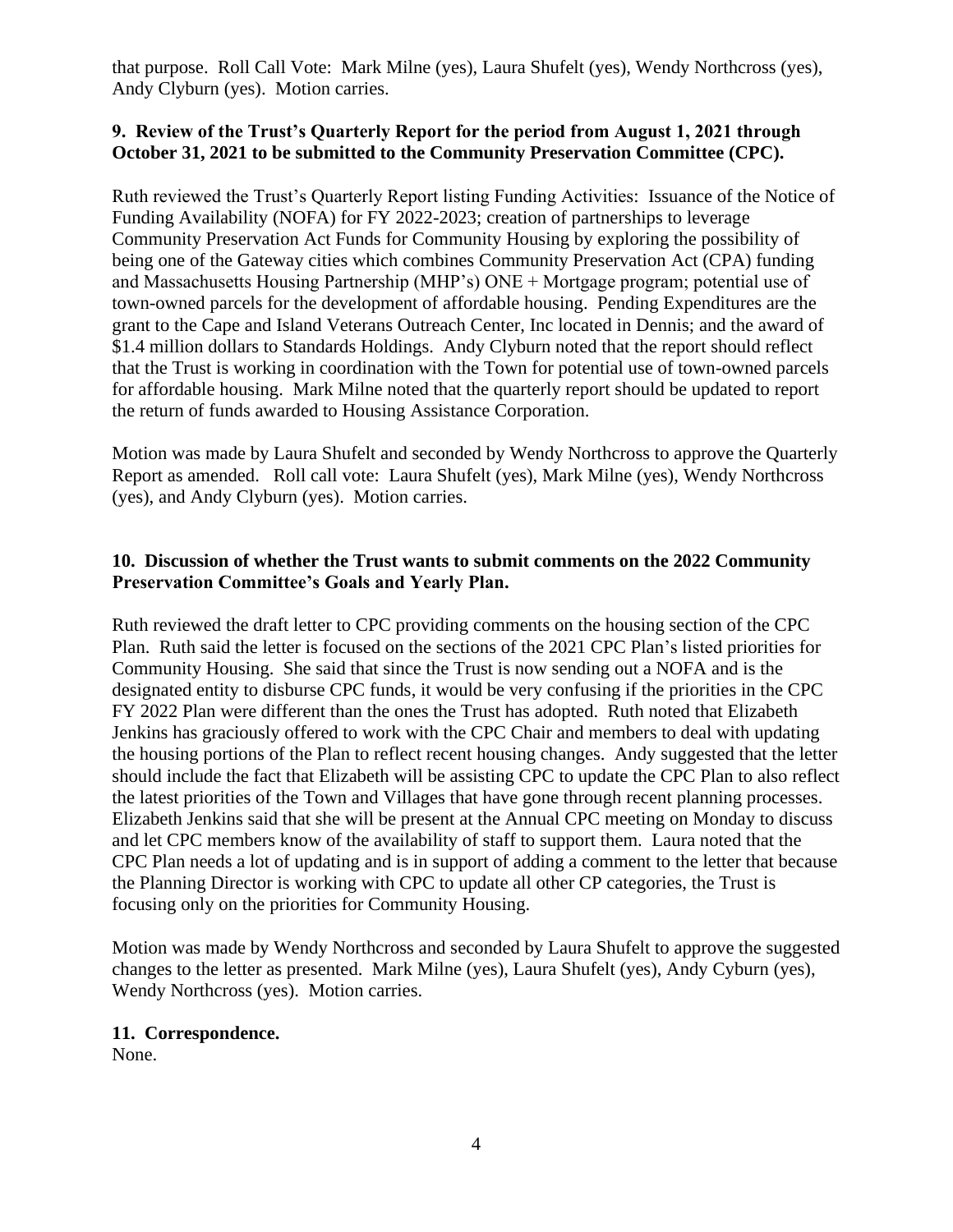that purpose. Roll Call Vote: Mark Milne (yes), Laura Shufelt (yes), Wendy Northcross (yes), Andy Clyburn (yes). Motion carries.

**9. Review of the Trust's Quarterly Report for the period from August 1, 2021 through October 31, 2021 to be submitted to the Community Preservation Committee (CPC).**

Ruth reviewed the Trust's Quarterly Report listing Funding Activities: Issuance of the Notice of Funding Availability (NOFA) for FY 2022-2023; creation of partnerships to leverage Community Preservation Act Funds for Community Housing by exploring the possibility of being one of the Gateway cities which combines Community Preservation Act (CPA) funding and Massachusetts Housing Partnership (MHP's) ONE + Mortgage program; potential use of town-owned parcels for the development of affordable housing. Pending Expenditures are the grant to the Cape and Island Veterans Outreach Center, Inc located in Dennis; and the award of $1.4 million dollars to Standards Holdings. Andy Clyburn noted that the report should reflect that the Trust is working in coordination with the Town for potential use of town-owned parcels for affordable housing. Mark Milne noted that the quarterly report should be updated to report the return of funds awarded to Housing Assistance Corporation.

Motion was made by Laura Shufelt and seconded by Wendy Northcross to approve the Quarterly Report as amended. Roll call vote: Laura Shufelt (yes), Mark Milne (yes), Wendy Northcross (yes), and Andy Clyburn (yes). Motion carries.

**10. Discussion of whether the Trust wants to submit comments on the 2022 Community Preservation Committee's Goals and Yearly Plan.**

Ruth reviewed the draft letter to CPC providing comments on the housing section of the CPC Plan. Ruth said the letter is focused on the sections of the 2021 CPC Plan's listed priorities for Community Housing. She said that since the Trust is now sending out a NOFA and is the designated entity to disburse CPC funds, it would be very confusing if the priorities in the CPC FY 2022 Plan were different than the ones the Trust has adopted. Ruth noted that Elizabeth Jenkins has graciously offered to work with the CPC Chair and members to deal with updating the housing portions of the Plan to reflect recent housing changes. Andy suggested that the letter should include the fact that Elizabeth will be assisting CPC to update the CPC Plan to also reflect the latest priorities of the Town and Villages that have gone through recent planning processes. Elizabeth Jenkins said that she will be present at the Annual CPC meeting on Monday to discuss and let CPC members know of the availability of staff to support them. Laura noted that the CPC Plan needs a lot of updating and is in support of adding a comment to the letter that because the Planning Director is working with CPC to update all other CP categories, the Trust is focusing only on the priorities for Community Housing.

Motion was made by Wendy Northcross and seconded by Laura Shufelt to approve the suggested changes to the letter as presented. Mark Milne (yes), Laura Shufelt (yes), Andy Cyburn (yes), Wendy Northcross (yes). Motion carries.

**11. Correspondence.**
None.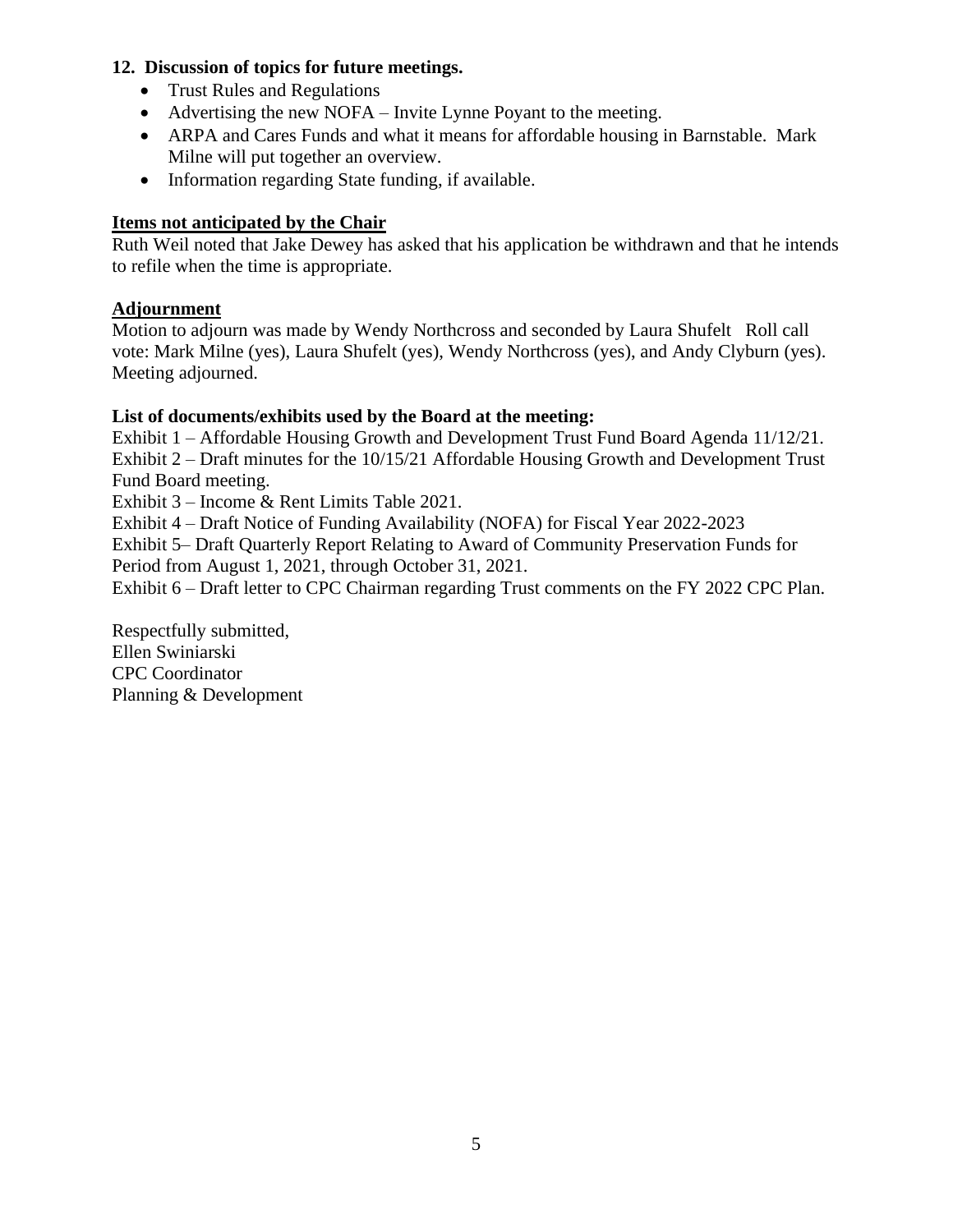**12. Discussion of topics for future meetings.**

- Trust Rules and Regulations
- Advertising the new NOFA – Invite Lynne Poyant to the meeting.
- ARPA and Cares Funds and what it means for affordable housing in Barnstable. Mark Milne will put together an overview.
- Information regarding State funding, if available.

**Items not anticipated by the Chair**

Ruth Weil noted that Jake Dewey has asked that his application be withdrawn and that he intends to refile when the time is appropriate.

**Adjournment**

Motion to adjourn was made by Wendy Northcross and seconded by Laura Shufelt Roll call vote: Mark Milne (yes), Laura Shufelt (yes), Wendy Northcross (yes), and Andy Clyburn (yes). Meeting adjourned.

**List of documents/exhibits used by the Board at the meeting:**

Exhibit 1 – Affordable Housing Growth and Development Trust Fund Board Agenda 11/12/21.
Exhibit 2 – Draft minutes for the 10/15/21 Affordable Housing Growth and Development Trust Fund Board meeting.
Exhibit 3 – Income & Rent Limits Table 2021.
Exhibit 4 – Draft Notice of Funding Availability (NOFA) for Fiscal Year 2022-2023
Exhibit 5– Draft Quarterly Report Relating to Award of Community Preservation Funds for Period from August 1, 2021, through October 31, 2021.
Exhibit 6 – Draft letter to CPC Chairman regarding Trust comments on the FY 2022 CPC Plan.

Respectfully submitted,
Ellen Swiniarski
CPC Coordinator
Planning & Development